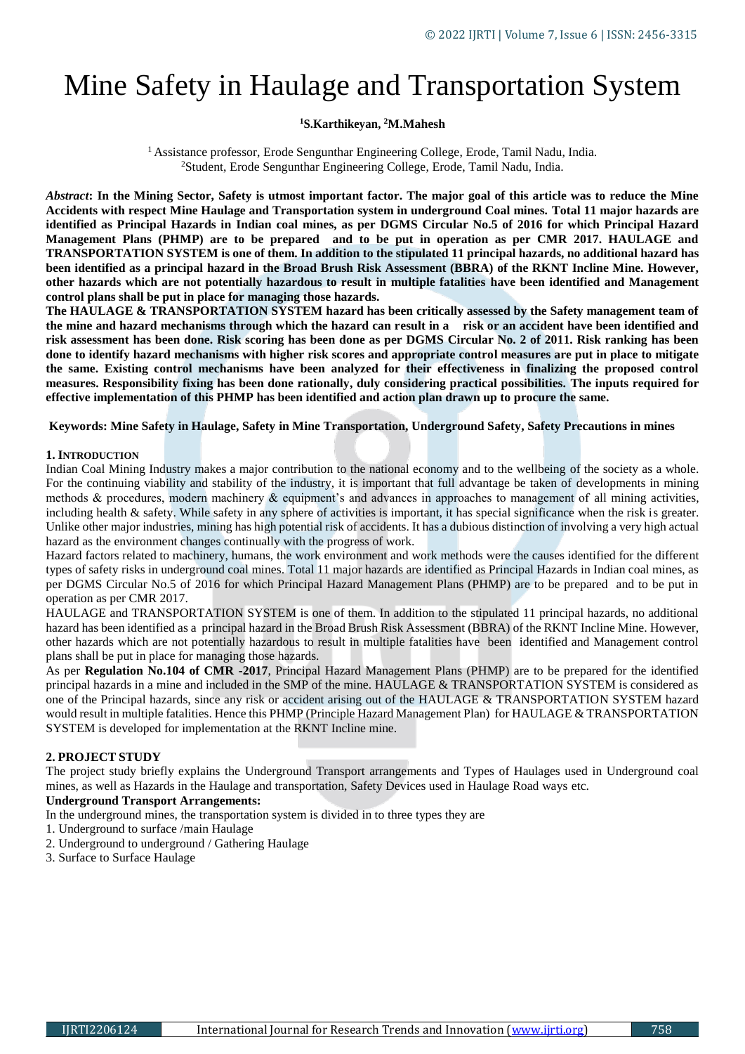# Mine Safety in Haulage and Transportation System

**[1]S.Karthikeyan, [2]M.Mahesh**

[1] Assistance professor, Erode Sengunthar Engineering College, Erode, Tamil Nadu, India.
[2]Student, Erode Sengunthar Engineering College, Erode, Tamil Nadu, India.

***Abstract*: In the Mining Sector, Safety is utmost important factor. The major goal of this article was to reduce the Mine Accidents with respect Mine Haulage and Transportation system in underground Coal mines. Total 11 major hazards are identified as Principal Hazards in Indian coal mines, as per DGMS Circular No.5 of 2016 for which Principal Hazard Management Plans (PHMP) are to be prepared and to be put in operation as per CMR 2017. HAULAGE and TRANSPORTATION SYSTEM is one of them. In addition to the stipulated 11 principal hazards, no additional hazard has been identified as a principal hazard in the Broad Brush Risk Assessment (BBRA) of the RKNT Incline Mine. However, other hazards which are not potentially hazardous to result in multiple fatalities have been identified and Management control plans shall be put in place for managing those hazards.**

**The HAULAGE & TRANSPORTATION SYSTEM hazard has been critically assessed by the Safety management team of the mine and hazard mechanisms through which the hazard can result in a risk or an accident have been identified and risk assessment has been done. Risk scoring has been done as per DGMS Circular No. 2 of 2011. Risk ranking has been done to identify hazard mechanisms with higher risk scores and appropriate control measures are put in place to mitigate the same. Existing control mechanisms have been analyzed for their effectiveness in finalizing the proposed control measures. Responsibility fixing has been done rationally, duly considering practical possibilities. The inputs required for effective implementation of this PHMP has been identified and action plan drawn up to procure the same.**

**Keywords: Mine Safety in Haulage, Safety in Mine Transportation, Underground Safety, Safety Precautions in mines**

## 1. Introduction

Indian Coal Mining Industry makes a major contribution to the national economy and to the wellbeing of the society as a whole. For the continuing viability and stability of the industry, it is important that full advantage be taken of developments in mining methods & procedures, modern machinery & equipment's and advances in approaches to management of all mining activities, including health & safety. While safety in any sphere of activities is important, it has special significance when the risk is greater. Unlike other major industries, mining has high potential risk of accidents. It has a dubious distinction of involving a very high actual hazard as the environment changes continually with the progress of work.

Hazard factors related to machinery, humans, the work environment and work methods were the causes identified for the different types of safety risks in underground coal mines. Total 11 major hazards are identified as Principal Hazards in Indian coal mines, as per DGMS Circular No.5 of 2016 for which Principal Hazard Management Plans (PHMP) are to be prepared and to be put in operation as per CMR 2017.

HAULAGE and TRANSPORTATION SYSTEM is one of them. In addition to the stipulated 11 principal hazards, no additional hazard has been identified as a principal hazard in the Broad Brush Risk Assessment (BBRA) of the RKNT Incline Mine. However, other hazards which are not potentially hazardous to result in multiple fatalities have been identified and Management control plans shall be put in place for managing those hazards.

As per **Regulation No.104 of CMR -2017**, Principal Hazard Management Plans (PHMP) are to be prepared for the identified principal hazards in a mine and included in the SMP of the mine. HAULAGE & TRANSPORTATION SYSTEM is considered as one of the Principal hazards, since any risk or accident arising out of the HAULAGE & TRANSPORTATION SYSTEM hazard would result in multiple fatalities. Hence this PHMP (Principle Hazard Management Plan) for HAULAGE & TRANSPORTATION SYSTEM is developed for implementation at the RKNT Incline mine.

## 2. PROJECT STUDY

The project study briefly explains the Underground Transport arrangements and Types of Haulages used in Underground coal mines, as well as Hazards in the Haulage and transportation, Safety Devices used in Haulage Road ways etc.

**Underground Transport Arrangements:**

In the underground mines, the transportation system is divided in to three types they are

1. Underground to surface /main Haulage
2. Underground to underground / Gathering Haulage
3. Surface to Surface Haulage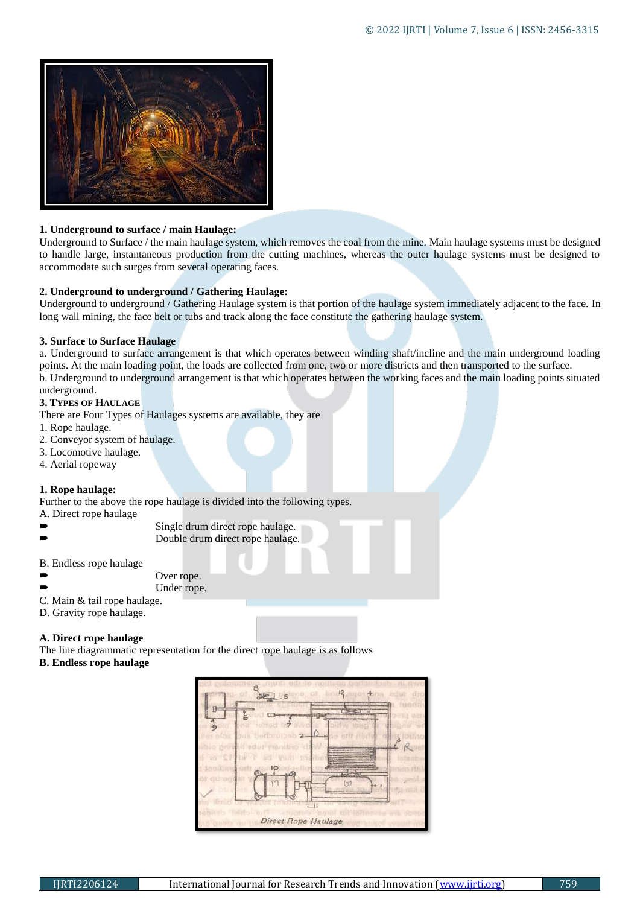**1. Underground to surface / main Haulage:**

Underground to Surface / the main haulage system, which removes the coal from the mine. Main haulage systems must be designed to handle large, instantaneous production from the cutting machines, whereas the outer haulage systems must be designed to accommodate such surges from several operating faces.

**2. Underground to underground / Gathering Haulage:**

Underground to underground / Gathering Haulage system is that portion of the haulage system immediately adjacent to the face. In long wall mining, the face belt or tubs and track along the face constitute the gathering haulage system.

**3. Surface to Surface Haulage**

a. Underground to surface arrangement is that which operates between winding shaft/incline and the main underground loading points. At the main loading point, the loads are collected from one, two or more districts and then transported to the surface.

b. Underground to underground arrangement is that which operates between the working faces and the main loading points situated underground.

**3. TYPES OF HAULAGE**

There are Four Types of Haulages systems are available, they are

1. Rope haulage.
2. Conveyor system of haulage.
3. Locomotive haulage.
4. Aerial ropeway

**1. Rope haulage:**

Further to the above the rope haulage is divided into the following types.

A. Direct rope haulage

- Single drum direct rope haulage.
- Double drum direct rope haulage.

B. Endless rope haulage

- Over rope.
- Under rope.

C. Main & tail rope haulage.

D. Gravity rope haulage.

**A. Direct rope haulage**

The line diagrammatic representation for the direct rope haulage is as follows

**B. Endless rope haulage**

Direct Rope Haulage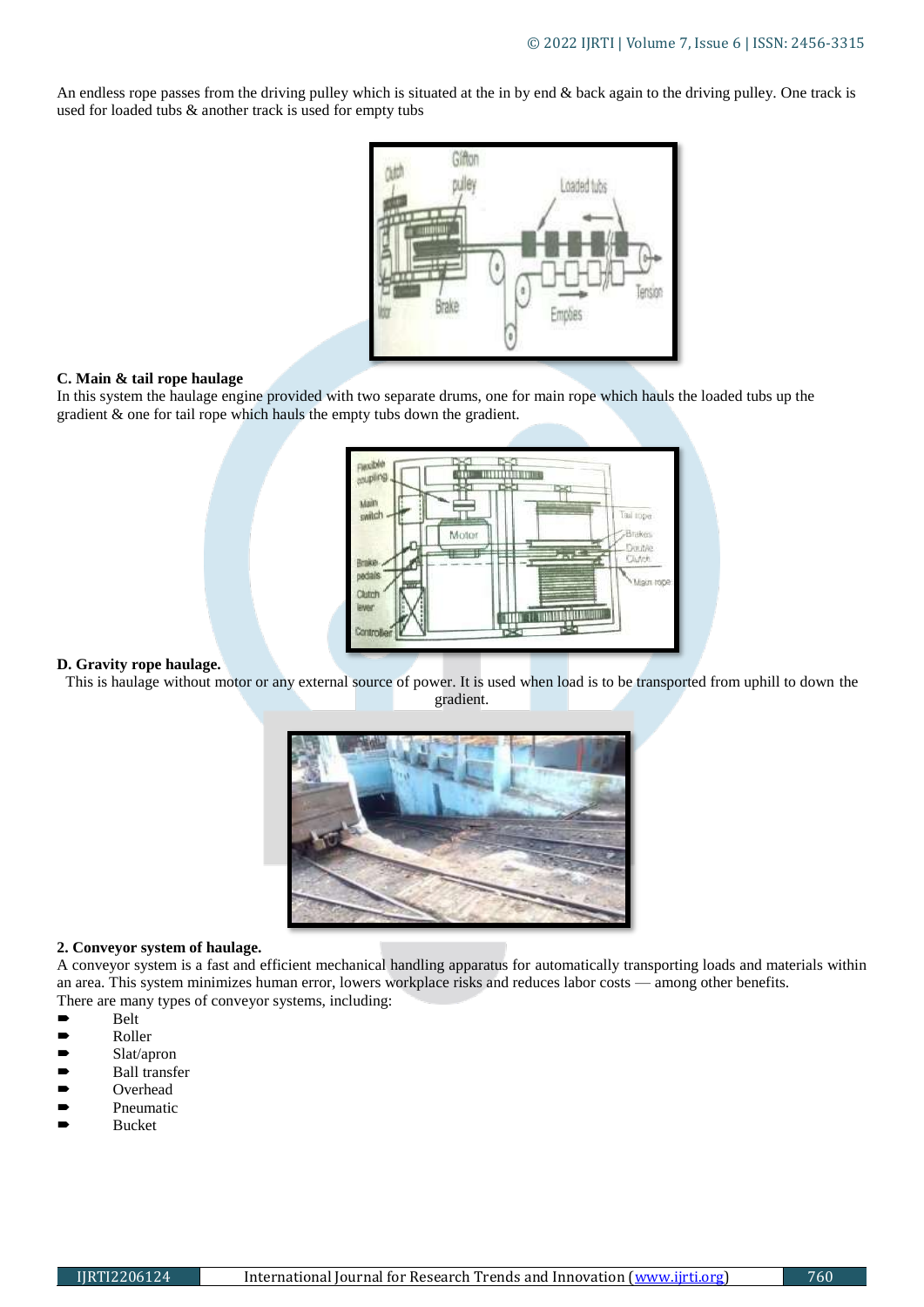An endless rope passes from the driving pulley which is situated at the in by end & back again to the driving pulley. One track is used for loaded tubs & another track is used for empty tubs

**C. Main & tail rope haulage**

In this system the haulage engine provided with two separate drums, one for main rope which hauls the loaded tubs up the gradient & one for tail rope which hauls the empty tubs down the gradient.

**D. Gravity rope haulage.**

This is haulage without motor or any external source of power. It is used when load is to be transported from uphill to down the gradient.

**2. Conveyor system of haulage.**

A conveyor system is a fast and efficient mechanical handling apparatus for automatically transporting loads and materials within an area. This system minimizes human error, lowers workplace risks and reduces labor costs — among other benefits.

There are many types of conveyor systems, including:

- Belt
- Roller
- Slat/apron
- Ball transfer
- Overhead
- Pneumatic
- Bucket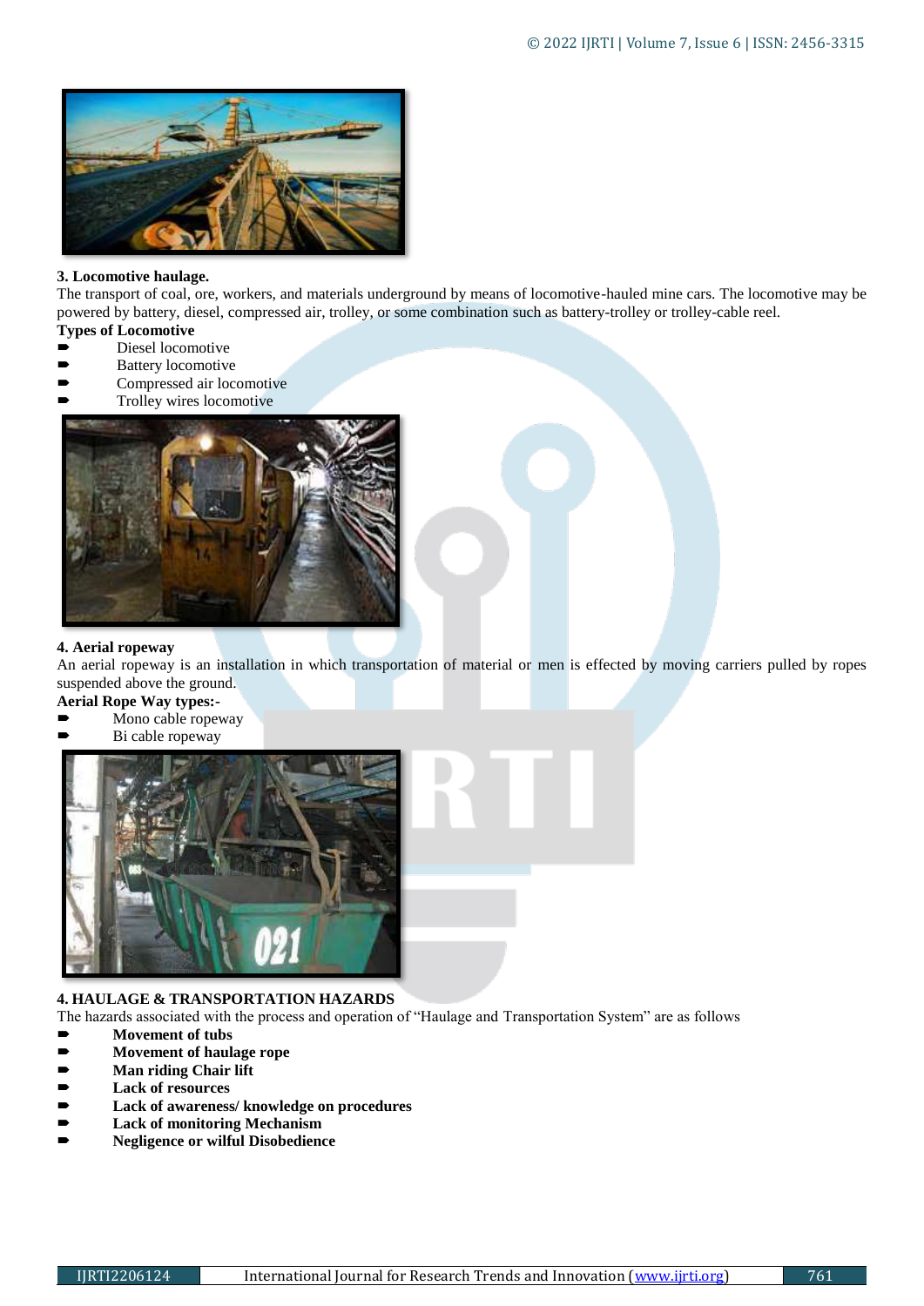**3. Locomotive haulage.**

The transport of coal, ore, workers, and materials underground by means of locomotive-hauled mine cars. The locomotive may be powered by battery, diesel, compressed air, trolley, or some combination such as battery-trolley or trolley-cable reel.

**Types of Locomotive**

- Diesel locomotive
- Battery locomotive
- Compressed air locomotive
- Trolley wires locomotive

**4. Aerial ropeway**

An aerial ropeway is an installation in which transportation of material or men is effected by moving carriers pulled by ropes suspended above the ground.

**Aerial Rope Way types:-**

- Mono cable ropeway
- Bi cable ropeway

**4. HAULAGE & TRANSPORTATION HAZARDS**

The hazards associated with the process and operation of "Haulage and Transportation System" are as follows

- **Movement of tubs**
- **Movement of haulage rope**
- **Man riding Chair lift**
- **Lack of resources**
- **Lack of awareness/ knowledge on procedures**
- **Lack of monitoring Mechanism**
- **Negligence or wilful Disobedience**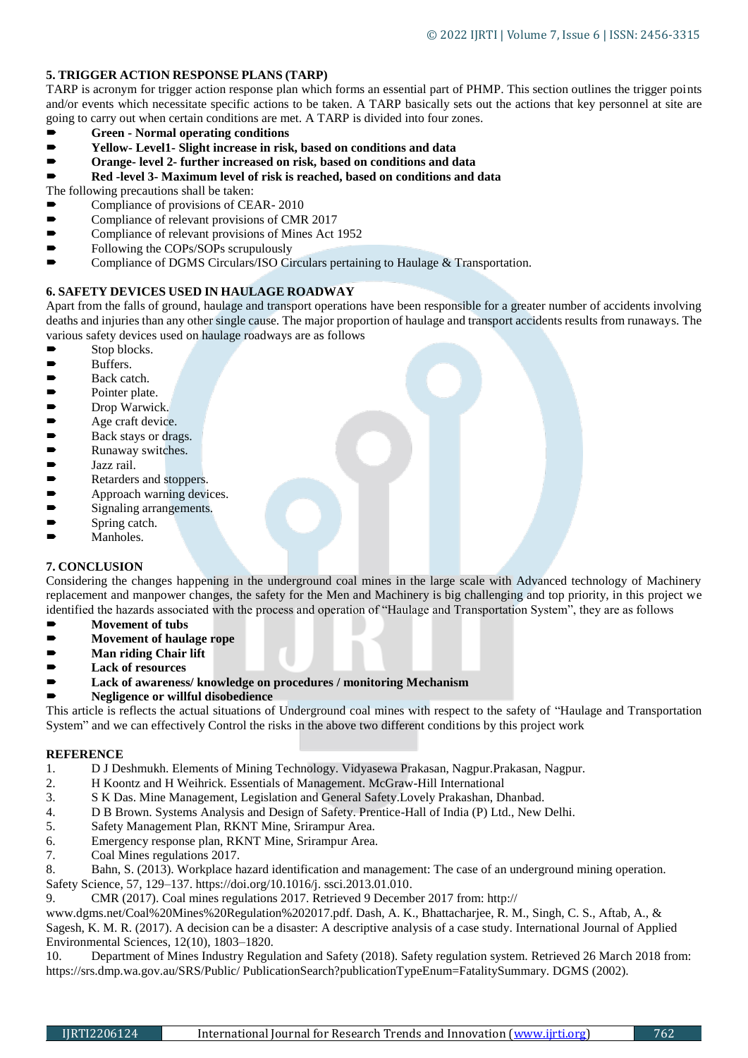## 5. TRIGGER ACTION RESPONSE PLANS (TARP)

TARP is acronym for trigger action response plan which forms an essential part of PHMP. This section outlines the trigger points and/or events which necessitate specific actions to be taken. A TARP basically sets out the actions that key personnel at site are going to carry out when certain conditions are met. A TARP is divided into four zones.

- **Green - Normal operating conditions**
- **Yellow- Level1- Slight increase in risk, based on conditions and data**
- **Orange- level 2- further increased on risk, based on conditions and data**
- **Red -level 3- Maximum level of risk is reached, based on conditions and data**

The following precautions shall be taken:

- Compliance of provisions of CEAR- 2010
- Compliance of relevant provisions of CMR 2017
- Compliance of relevant provisions of Mines Act 1952
- Following the COPs/SOPs scrupulously
- Compliance of DGMS Circulars/ISO Circulars pertaining to Haulage & Transportation.

## 6. SAFETY DEVICES USED IN HAULAGE ROADWAY

Apart from the falls of ground, haulage and transport operations have been responsible for a greater number of accidents involving deaths and injuries than any other single cause. The major proportion of haulage and transport accidents results from runaways. The various safety devices used on haulage roadways are as follows

- Stop blocks.
- Buffers.
- Back catch.
- Pointer plate.
- Drop Warwick.
- Age craft device.
- Back stays or drags.
- Runaway switches.
- Jazz rail.
- Retarders and stoppers.
- Approach warning devices.
- Signaling arrangements.
- Spring catch.
- Manholes.

## 7. CONCLUSION

Considering the changes happening in the underground coal mines in the large scale with Advanced technology of Machinery replacement and manpower changes, the safety for the Men and Machinery is big challenging and top priority, in this project we identified the hazards associated with the process and operation of "Haulage and Transportation System", they are as follows

- **Movement of tubs**
- **Movement of haulage rope**
- **Man riding Chair lift**
- **Lack of resources**
- **Lack of awareness/ knowledge on procedures / monitoring Mechanism**
- **Negligence or willful disobedience**

This article is reflects the actual situations of Underground coal mines with respect to the safety of "Haulage and Transportation System" and we can effectively Control the risks in the above two different conditions by this project work

## REFERENCE

1. D J Deshmukh. Elements of Mining Technology. Vidyasewa Prakasan, Nagpur.Prakasan, Nagpur.
2. H Koontz and H Weihrick. Essentials of Management. McGraw-Hill International
3. S K Das. Mine Management, Legislation and General Safety.Lovely Prakashan, Dhanbad.
4. D B Brown. Systems Analysis and Design of Safety. Prentice-Hall of India (P) Ltd., New Delhi.
5. Safety Management Plan, RKNT Mine, Srirampur Area.
6. Emergency response plan, RKNT Mine, Srirampur Area.
7. Coal Mines regulations 2017.
8. Bahn, S. (2013). Workplace hazard identification and management: The case of an underground mining operation. Safety Science, 57, 129–137. https://doi.org/10.1016/j. ssci.2013.01.010.
9. CMR (2017). Coal mines regulations 2017. Retrieved 9 December 2017 from: http:// www.dgms.net/Coal%20Mines%20Regulation%202017.pdf. Dash, A. K., Bhattacharjee, R. M., Singh, C. S., Aftab, A., & Sagesh, K. M. R. (2017). A decision can be a disaster: A descriptive analysis of a case study. International Journal of Applied Environmental Sciences, 12(10), 1803–1820.
10. Department of Mines Industry Regulation and Safety (2018). Safety regulation system. Retrieved 26 March 2018 from: https://srs.dmp.wa.gov.au/SRS/Public/ PublicationSearch?publicationTypeEnum=FatalitySummary. DGMS (2002).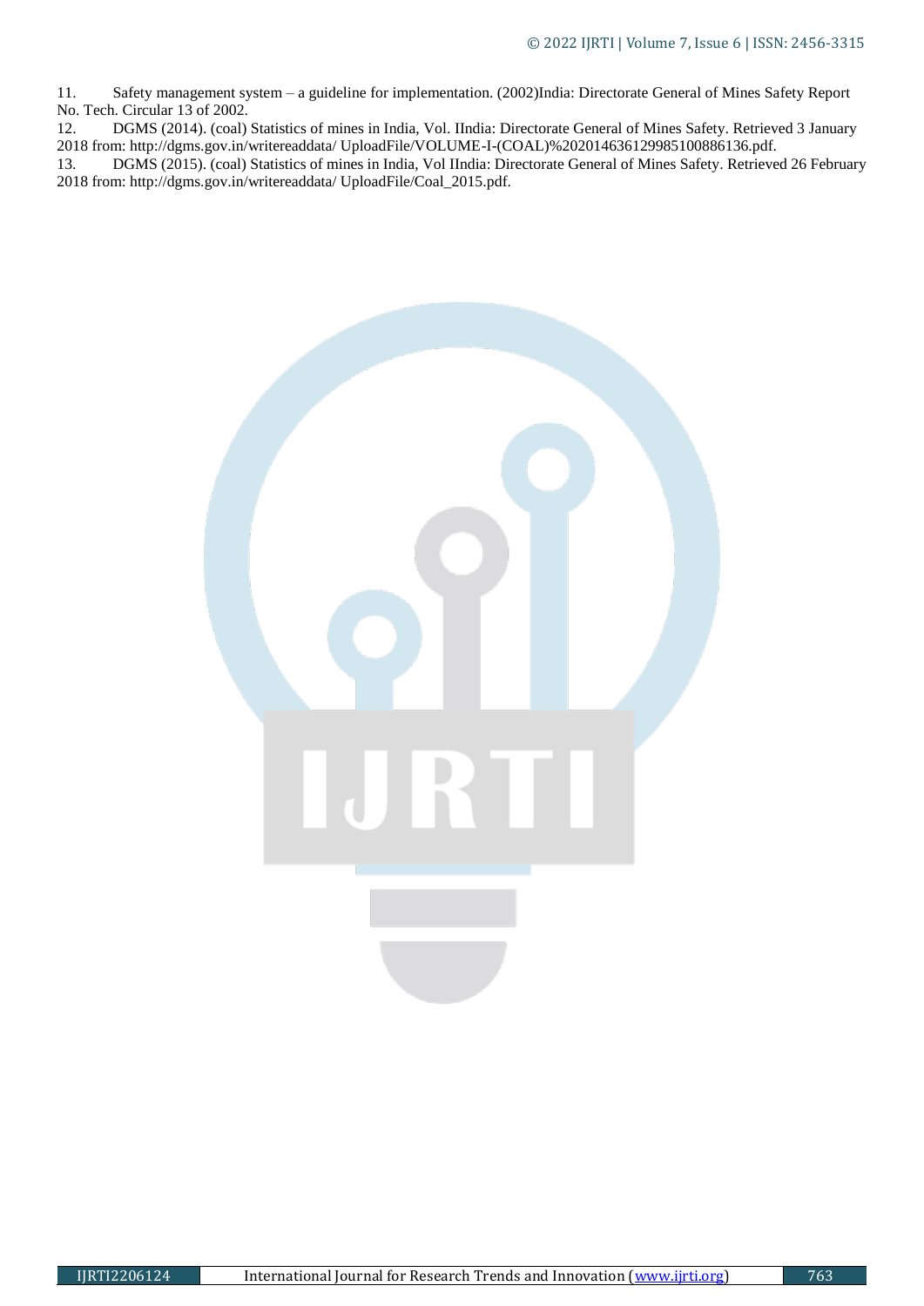11. Safety management system – a guideline for implementation. (2002)India: Directorate General of Mines Safety Report No. Tech. Circular 13 of 2002.
12. DGMS (2014). (coal) Statistics of mines in India, Vol. IIndia: Directorate General of Mines Safety. Retrieved 3 January 2018 from: http://dgms.gov.in/writereaddata/ UploadFile/VOLUME-I-(COAL)%202014636129985100886136.pdf.
13. DGMS (2015). (coal) Statistics of mines in India, Vol IIndia: Directorate General of Mines Safety. Retrieved 26 February 2018 from: http://dgms.gov.in/writereaddata/ UploadFile/Coal_2015.pdf.